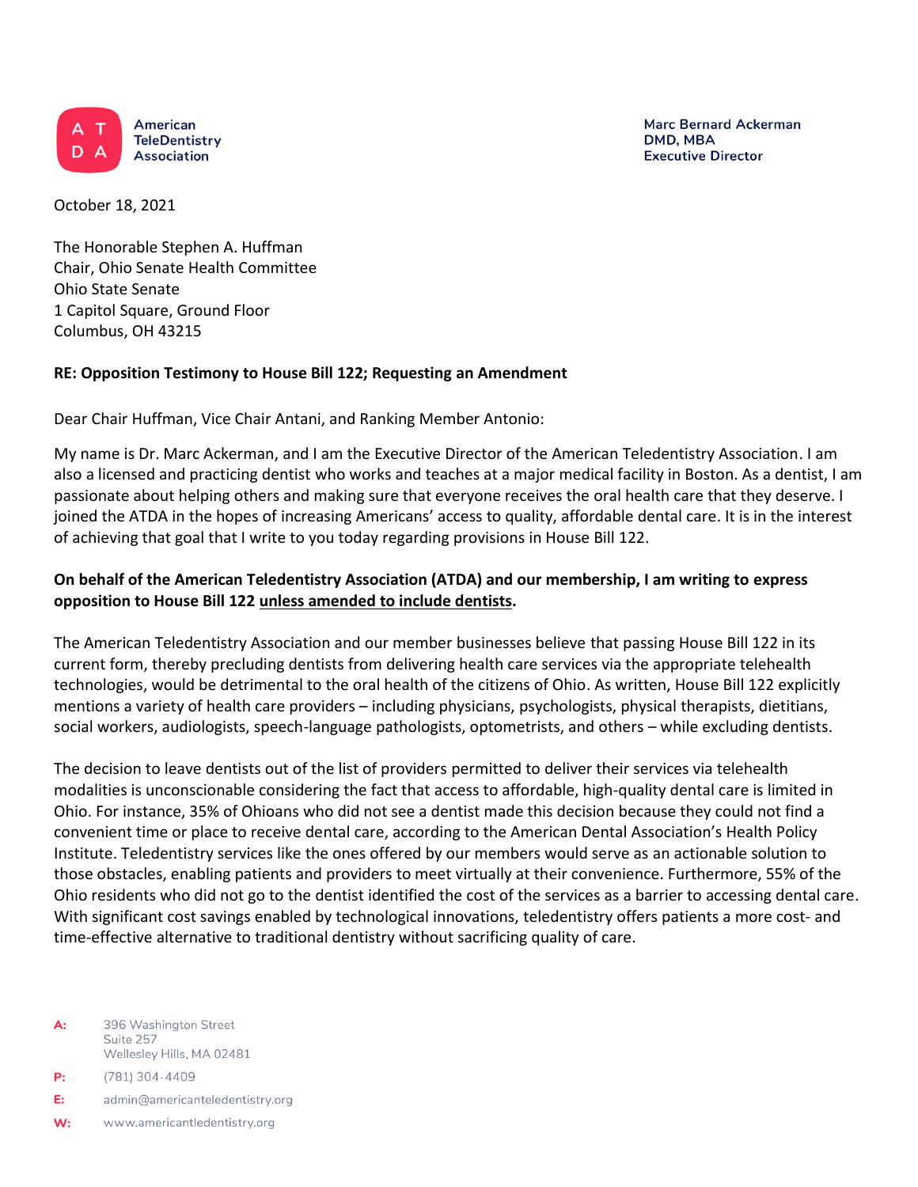American TeleDentistry Association

Marc Bernard Ackerman
DMD, MBA
Executive Director

October 18, 2021

The Honorable Stephen A. Huffman
Chair, Ohio Senate Health Committee
Ohio State Senate
1 Capitol Square, Ground Floor
Columbus, OH 43215

**RE: Opposition Testimony to House Bill 122; Requesting an Amendment**

Dear Chair Huffman, Vice Chair Antani, and Ranking Member Antonio:

My name is Dr. Marc Ackerman, and I am the Executive Director of the American Teledentistry Association. I am also a licensed and practicing dentist who works and teaches at a major medical facility in Boston. As a dentist, I am passionate about helping others and making sure that everyone receives the oral health care that they deserve. I joined the ATDA in the hopes of increasing Americans' access to quality, affordable dental care. It is in the interest of achieving that goal that I write to you today regarding provisions in House Bill 122.

**On behalf of the American Teledentistry Association (ATDA) and our membership, I am writing to express opposition to House Bill 122 <u>unless amended to include dentists</u>.**

The American Teledentistry Association and our member businesses believe that passing House Bill 122 in its current form, thereby precluding dentists from delivering health care services via the appropriate telehealth technologies, would be detrimental to the oral health of the citizens of Ohio. As written, House Bill 122 explicitly mentions a variety of health care providers – including physicians, psychologists, physical therapists, dietitians, social workers, audiologists, speech-language pathologists, optometrists, and others – while excluding dentists.

The decision to leave dentists out of the list of providers permitted to deliver their services via telehealth modalities is unconscionable considering the fact that access to affordable, high-quality dental care is limited in Ohio. For instance, 35% of Ohioans who did not see a dentist made this decision because they could not find a convenient time or place to receive dental care, according to the American Dental Association's Health Policy Institute. Teledentistry services like the ones offered by our members would serve as an actionable solution to those obstacles, enabling patients and providers to meet virtually at their convenience. Furthermore, 55% of the Ohio residents who did not go to the dentist identified the cost of the services as a barrier to accessing dental care. With significant cost savings enabled by technological innovations, teledentistry offers patients a more cost- and time-effective alternative to traditional dentistry without sacrificing quality of care.

A: 396 Washington Street
Suite 257
Wellesley Hills, MA 02481

P: (781) 304-4409

E: admin@americanteledentistry.org

W: www.americantledentistry.org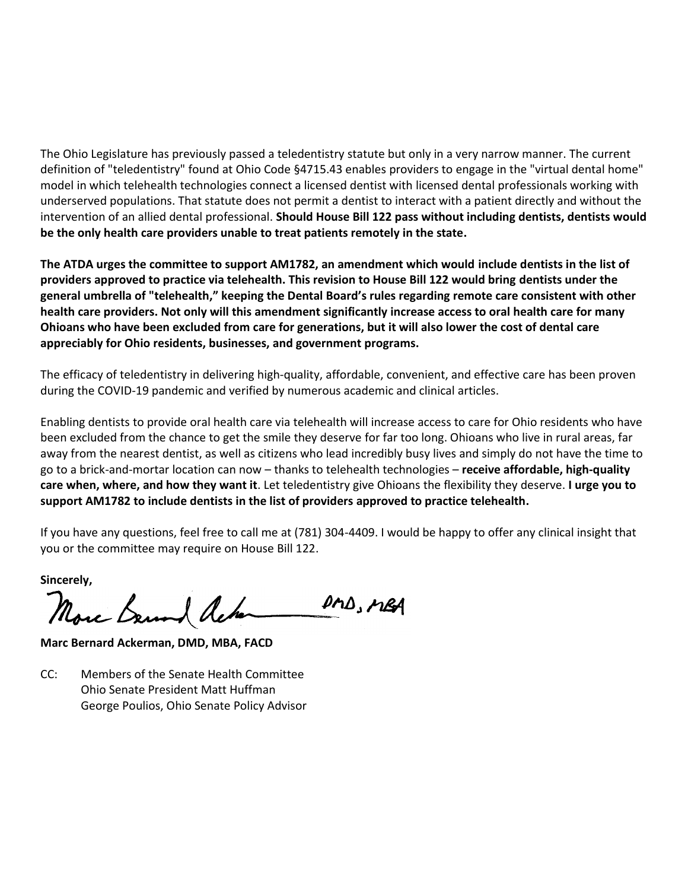The Ohio Legislature has previously passed a teledentistry statute but only in a very narrow manner. The current definition of "teledentistry" found at Ohio Code §4715.43 enables providers to engage in the "virtual dental home" model in which telehealth technologies connect a licensed dentist with licensed dental professionals working with underserved populations. That statute does not permit a dentist to interact with a patient directly and without the intervention of an allied dental professional. **Should House Bill 122 pass without including dentists, dentists would be the only health care providers unable to treat patients remotely in the state.**

**The ATDA urges the committee to support AM1782, an amendment which would include dentists in the list of providers approved to practice via telehealth. This revision to House Bill 122 would bring dentists under the general umbrella of "telehealth," keeping the Dental Board's rules regarding remote care consistent with other health care providers. Not only will this amendment significantly increase access to oral health care for many Ohioans who have been excluded from care for generations, but it will also lower the cost of dental care appreciably for Ohio residents, businesses, and government programs.**

The efficacy of teledentistry in delivering high-quality, affordable, convenient, and effective care has been proven during the COVID-19 pandemic and verified by numerous academic and clinical articles.

Enabling dentists to provide oral health care via telehealth will increase access to care for Ohio residents who have been excluded from the chance to get the smile they deserve for far too long. Ohioans who live in rural areas, far away from the nearest dentist, as well as citizens who lead incredibly busy lives and simply do not have the time to go to a brick-and-mortar location can now – thanks to telehealth technologies – **receive affordable, high-quality care when, where, and how they want it**. Let teledentistry give Ohioans the flexibility they deserve. **I urge you to support AM1782 to include dentists in the list of providers approved to practice telehealth.**

If you have any questions, feel free to call me at (781) 304-4409. I would be happy to offer any clinical insight that you or the committee may require on House Bill 122.

**Sincerely,**

Marc Bernard Ackerman DMD, MBA

**Marc Bernard Ackerman, DMD, MBA, FACD**

CC: Members of the Senate Health Committee
Ohio Senate President Matt Huffman
George Poulios, Ohio Senate Policy Advisor